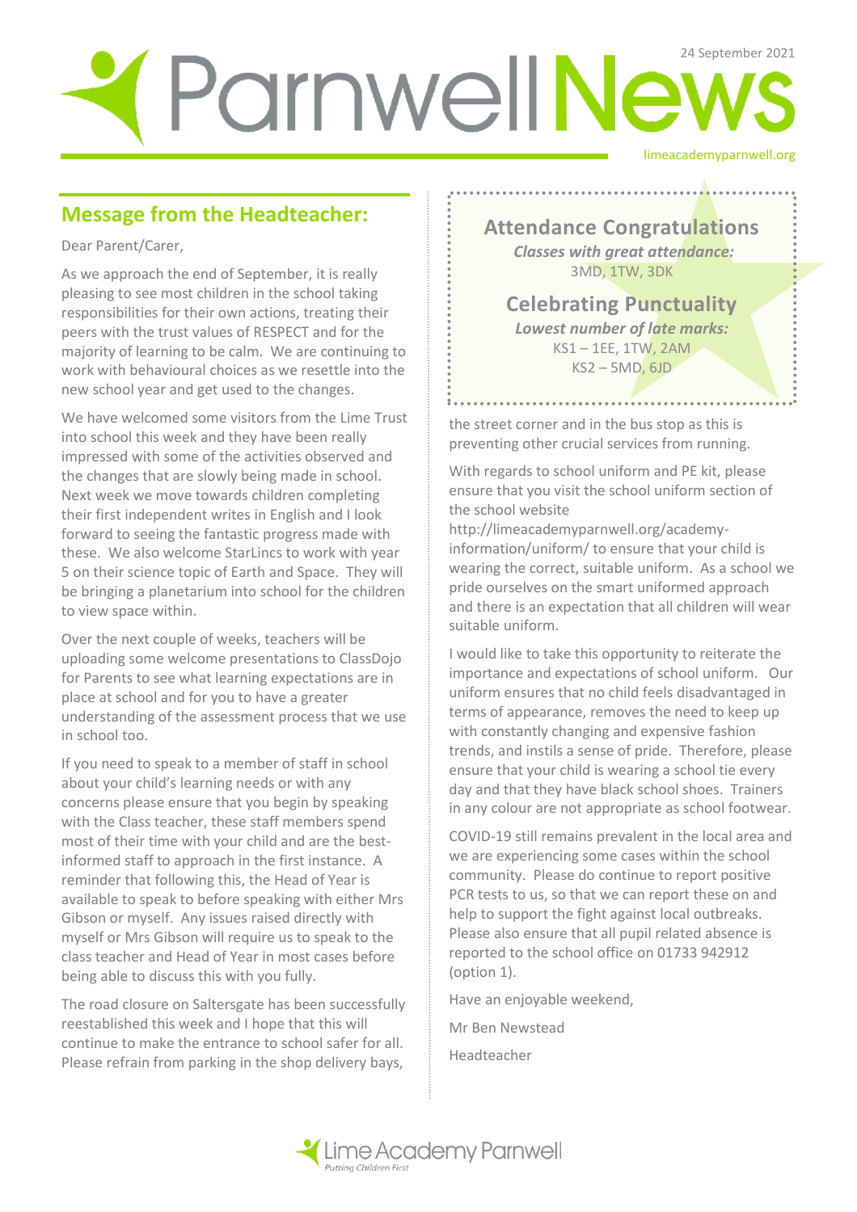# Parnwell News

24 September 2021

limeacademyparnwell.org

## Message from the Headteacher:

Dear Parent/Carer,

As we approach the end of September, it is really pleasing to see most children in the school taking responsibilities for their own actions, treating their peers with the trust values of RESPECT and for the majority of learning to be calm. We are continuing to work with behavioural choices as we resettle into the new school year and get used to the changes.

We have welcomed some visitors from the Lime Trust into school this week and they have been really impressed with some of the activities observed and the changes that are slowly being made in school. Next week we move towards children completing their first independent writes in English and I look forward to seeing the fantastic progress made with these. We also welcome StarLincs to work with year 5 on their science topic of Earth and Space. They will be bringing a planetarium into school for the children to view space within.

Over the next couple of weeks, teachers will be uploading some welcome presentations to ClassDojo for Parents to see what learning expectations are in place at school and for you to have a greater understanding of the assessment process that we use in school too.

If you need to speak to a member of staff in school about your child's learning needs or with any concerns please ensure that you begin by speaking with the Class teacher, these staff members spend most of their time with your child and are the best-informed staff to approach in the first instance. A reminder that following this, the Head of Year is available to speak to before speaking with either Mrs Gibson or myself. Any issues raised directly with myself or Mrs Gibson will require us to speak to the class teacher and Head of Year in most cases before being able to discuss this with you fully.

The road closure on Saltersgate has been successfully reestablished this week and I hope that this will continue to make the entrance to school safer for all. Please refrain from parking in the shop delivery bays, the street corner and in the bus stop as this is preventing other crucial services from running.

With regards to school uniform and PE kit, please ensure that you visit the school uniform section of the school website http://limeacademyparnwell.org/academy-information/uniform/ to ensure that your child is wearing the correct, suitable uniform. As a school we pride ourselves on the smart uniformed approach and there is an expectation that all children will wear suitable uniform.

I would like to take this opportunity to reiterate the importance and expectations of school uniform. Our uniform ensures that no child feels disadvantaged in terms of appearance, removes the need to keep up with constantly changing and expensive fashion trends, and instils a sense of pride. Therefore, please ensure that your child is wearing a school tie every day and that they have black school shoes. Trainers in any colour are not appropriate as school footwear.

COVID-19 still remains prevalent in the local area and we are experiencing some cases within the school community. Please do continue to report positive PCR tests to us, so that we can report these on and help to support the fight against local outbreaks. Please also ensure that all pupil related absence is reported to the school office on 01733 942912 (option 1).

Have an enjoyable weekend,

Mr Ben Newstead

Headteacher

## Attendance Congratulations

*Classes with great attendance:*

3MD, 1TW, 3DK

## Celebrating Punctuality

*Lowest number of late marks:*

KS1 – 1EE, 1TW, 2AM

KS2 – 5MD, 6JD

Lime Academy Parnwell

*Putting Children First*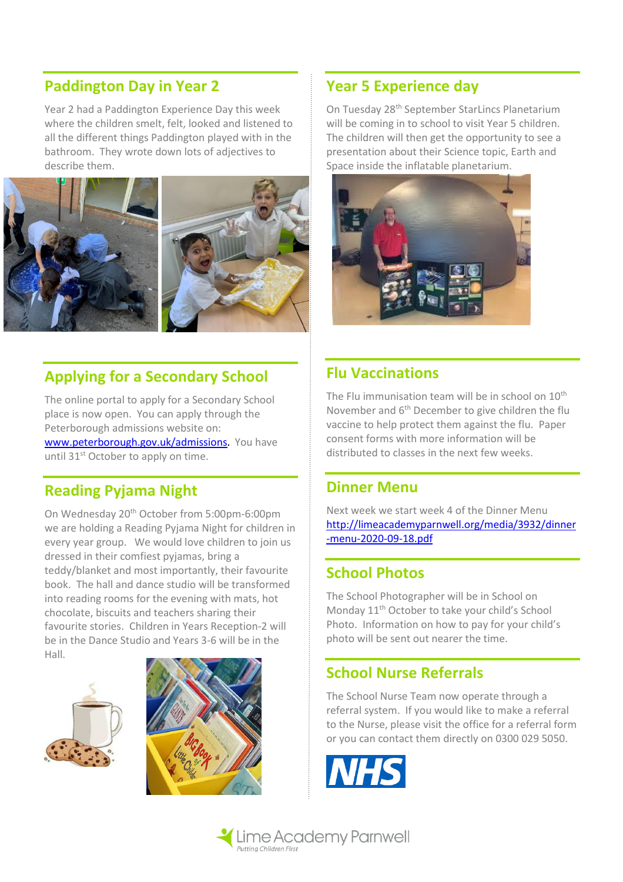## Paddington Day in Year 2

Year 2 had a Paddington Experience Day this week where the children smelt, felt, looked and listened to all the different things Paddington played with in the bathroom. They wrote down lots of adjectives to describe them.

## Applying for a Secondary School

The online portal to apply for a Secondary School place is now open. You can apply through the Peterborough admissions website on: www.peterborough.gov.uk/admissions. You have until 31st October to apply on time.

## Reading Pyjama Night

On Wednesday 20th October from 5:00pm-6:00pm we are holding a Reading Pyjama Night for children in every year group. We would love children to join us dressed in their comfiest pyjamas, bring a teddy/blanket and most importantly, their favourite book. The hall and dance studio will be transformed into reading rooms for the evening with mats, hot chocolate, biscuits and teachers sharing their favourite stories. Children in Years Reception-2 will be in the Dance Studio and Years 3-6 will be in the Hall.

## Year 5 Experience day

On Tuesday 28th September StarLincs Planetarium will be coming in to school to visit Year 5 children. The children will then get the opportunity to see a presentation about their Science topic, Earth and Space inside the inflatable planetarium.

## Flu Vaccinations

The Flu immunisation team will be in school on 10th November and 6th December to give children the flu vaccine to help protect them against the flu. Paper consent forms with more information will be distributed to classes in the next few weeks.

## Dinner Menu

Next week we start week 4 of the Dinner Menu http://limeacademyparnwell.org/media/3932/dinner-menu-2020-09-18.pdf

## School Photos

The School Photographer will be in School on Monday 11th October to take your child's School Photo. Information on how to pay for your child's photo will be sent out nearer the time.

## School Nurse Referrals

The School Nurse Team now operate through a referral system. If you would like to make a referral to the Nurse, please visit the office for a referral form or you can contact them directly on 0300 029 5050.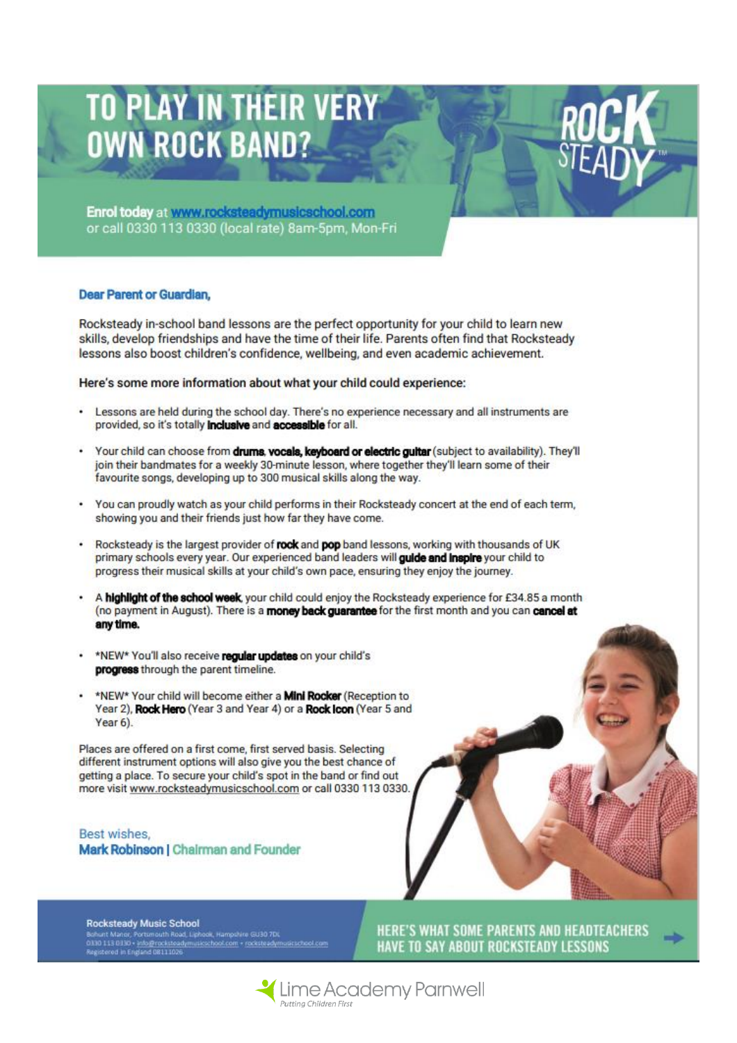# TO PLAY IN THEIR VERY OWN ROCK BAND?

ROCK STEADY™

**Enrol today** at www.rocksteadymusicschool.com
or call 0330 113 0330 (local rate) 8am-5pm, Mon-Fri

**Dear Parent or Guardian,**

Rocksteady in-school band lessons are the perfect opportunity for your child to learn new skills, develop friendships and have the time of their life. Parents often find that Rocksteady lessons also boost children's confidence, wellbeing, and even academic achievement.

**Here's some more information about what your child could experience:**

- Lessons are held during the school day. There's no experience necessary and all instruments are provided, so it's totally **inclusive** and **accessible** for all.
- Your child can choose from **drums**, **vocals**, **keyboard or electric guitar** (subject to availability). They'll join their bandmates for a weekly 30-minute lesson, where together they'll learn some of their favourite songs, developing up to 300 musical skills along the way.
- You can proudly watch as your child performs in their Rocksteady concert at the end of each term, showing you and their friends just how far they have come.
- Rocksteady is the largest provider of **rock** and **pop** band lessons, working with thousands of UK primary schools every year. Our experienced band leaders will **guide and inspire** your child to progress their musical skills at your child's own pace, ensuring they enjoy the journey.
- A **highlight of the school week**, your child could enjoy the Rocksteady experience for £34.85 a month (no payment in August). There is a **money back guarantee** for the first month and you can **cancel at any time.**
- *NEW* You'll also receive **regular updates** on your child's **progress** through the parent timeline.
- *NEW* Your child will become either a **Mini Rocker** (Reception to Year 2), **Rock Hero** (Year 3 and Year 4) or a **Rock Icon** (Year 5 and Year 6).

Places are offered on a first come, first served basis. Selecting different instrument options will also give you the best chance of getting a place. To secure your child's spot in the band or find out more visit www.rocksteadymusicschool.com or call 0330 113 0330.

Best wishes,
**Mark Robinson** | Chairman and Founder

**Rocksteady Music School**
Bohunt Manor, Portsmouth Road, Liphook, Hampshire GU30 7DL
0330 113 0330 • info@rocksteadymusicschool.com • rocksteadymusicschool.com
Registered in England 08111026

HERE'S WHAT SOME PARENTS AND HEADTEACHERS HAVE TO SAY ABOUT ROCKSTEADY LESSONS

Lime Academy Parnwell
*Putting Children First*